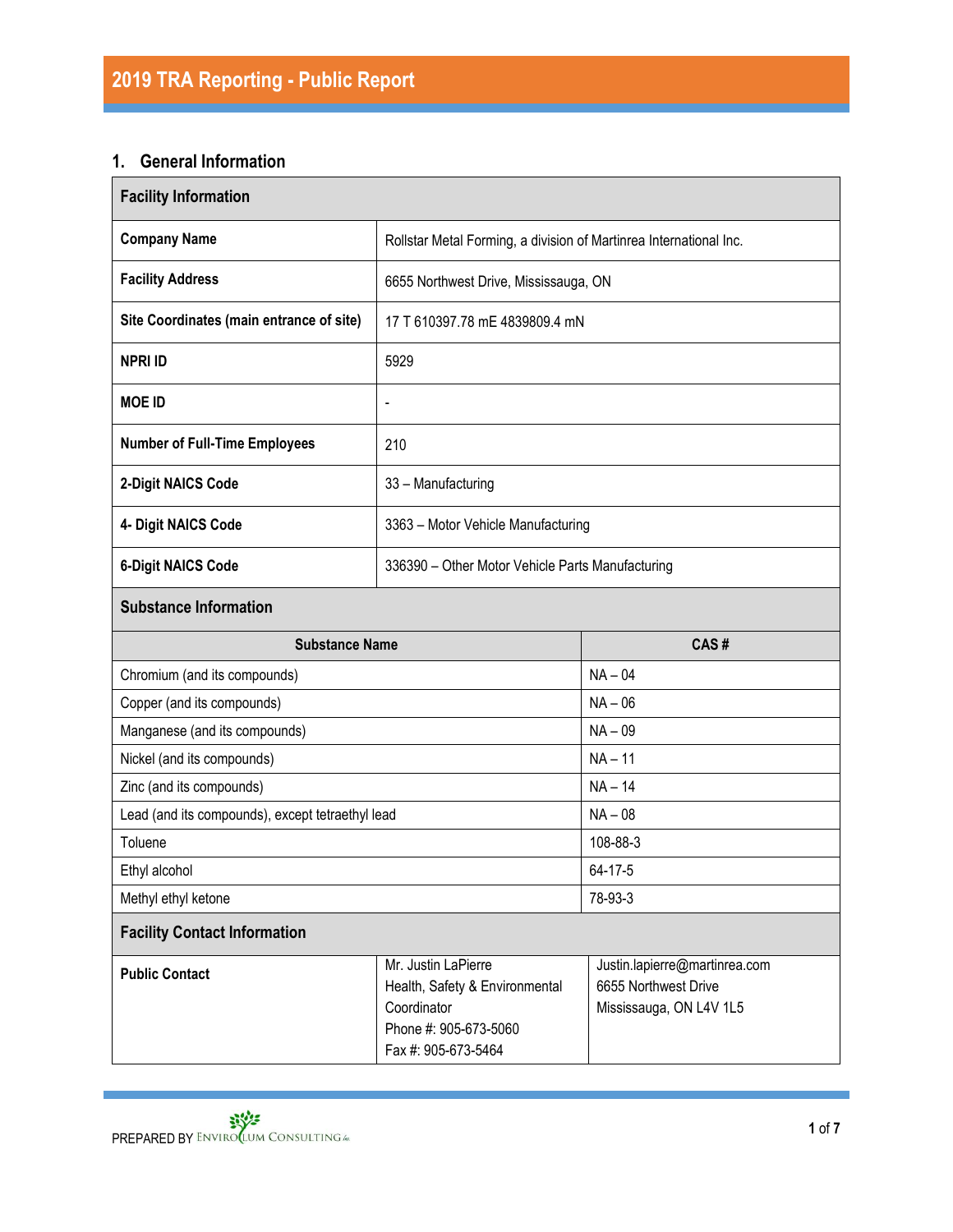# 2019 TRA Reporting - Public Report

## 1. General Information

| Facility Information | |
|---|---|
| **Company Name** | Rollstar Metal Forming, a division of Martinrea International Inc. |
| **Facility Address** | 6655 Northwest Drive, Mississauga, ON |
| **Site Coordinates (main entrance of site)** | 17 T 610397.78 mE 4839809.4 mN |
| **NPRI ID** | 5929 |
| **MOE ID** | - |
| **Number of Full-Time Employees** | 210 |
| **2-Digit NAICS Code** | 33 – Manufacturing |
| **4- Digit NAICS Code** | 3363 – Motor Vehicle Manufacturing |
| **6-Digit NAICS Code** | 336390 – Other Motor Vehicle Parts Manufacturing |

**Substance Information**

| Substance Name | CAS # |
|---|---|
| Chromium (and its compounds) | NA – 04 |
| Copper (and its compounds) | NA – 06 |
| Manganese (and its compounds) | NA – 09 |
| Nickel (and its compounds) | NA – 11 |
| Zinc (and its compounds) | NA – 14 |
| Lead (and its compounds), except tetraethyl lead | NA – 08 |
| Toluene | 108-88-3 |
| Ethyl alcohol | 64-17-5 |
| Methyl ethyl ketone | 78-93-3 |

**Facility Contact Information**

| | | |
|---|---|---|
| **Public Contact** | Mr. Justin LaPierre<br>Health, Safety & Environmental Coordinator<br>Phone #: 905-673-5060<br>Fax #: 905-673-5464 | Justin.lapierre@martinrea.com<br>6655 Northwest Drive<br>Mississauga, ON L4V 1L5 |

PREPARED BY ENVIROLUM CONSULTING Inc.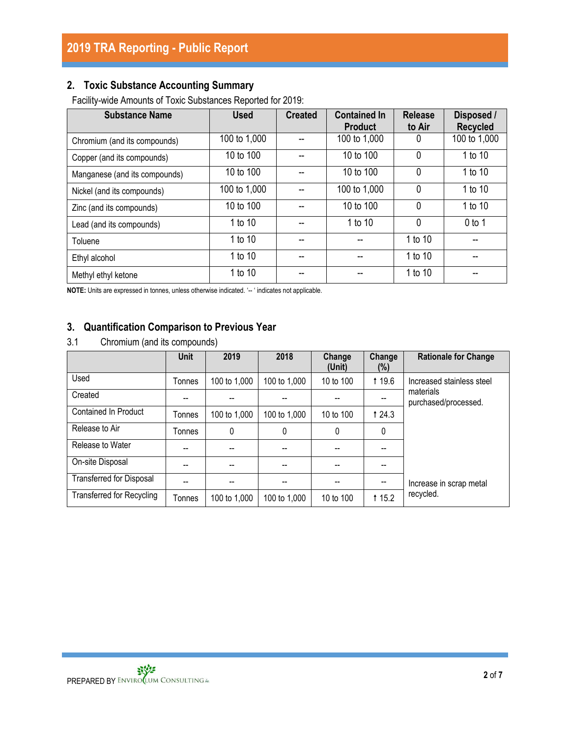## 2. Toxic Substance Accounting Summary

Facility-wide Amounts of Toxic Substances Reported for 2019:

| Substance Name | Used | Created | Contained In Product | Release to Air | Disposed / Recycled |
|---|---|---|---|---|---|
| Chromium (and its compounds) | 100 to 1,000 | -- | 100 to 1,000 | 0 | 100 to 1,000 |
| Copper (and its compounds) | 10 to 100 | -- | 10 to 100 | 0 | 1 to 10 |
| Manganese (and its compounds) | 10 to 100 | -- | 10 to 100 | 0 | 1 to 10 |
| Nickel (and its compounds) | 100 to 1,000 | -- | 100 to 1,000 | 0 | 1 to 10 |
| Zinc (and its compounds) | 10 to 100 | -- | 10 to 100 | 0 | 1 to 10 |
| Lead (and its compounds) | 1 to 10 | -- | 1 to 10 | 0 | 0 to 1 |
| Toluene | 1 to 10 | -- | -- | 1 to 10 | -- |
| Ethyl alcohol | 1 to 10 | -- | -- | 1 to 10 | -- |
| Methyl ethyl ketone | 1 to 10 | -- | -- | 1 to 10 | -- |

**NOTE:** Units are expressed in tonnes, unless otherwise indicated. '-- ' indicates not applicable.

## 3. Quantification Comparison to Previous Year

3.1 Chromium (and its compounds)

| | Unit | 2019 | 2018 | Change (Unit) | Change (%) | Rationale for Change |
|---|---|---|---|---|---|---|
| Used | Tonnes | 100 to 1,000 | 100 to 1,000 | 10 to 100 | ↑ 19.6 | Increased stainless steel materials purchased/processed. |
| Created | -- | -- | -- | -- | -- | |
| Contained In Product | Tonnes | 100 to 1,000 | 100 to 1,000 | 10 to 100 | ↑ 24.3 | |
| Release to Air | Tonnes | 0 | 0 | 0 | 0 | |
| Release to Water | -- | -- | -- | -- | -- | |
| On-site Disposal | -- | -- | -- | -- | -- | |
| Transferred for Disposal | -- | -- | -- | -- | -- | Increase in scrap metal recycled. |
| Transferred for Recycling | Tonnes | 100 to 1,000 | 100 to 1,000 | 10 to 100 | ↑ 15.2 | |

PREPARED BY ENVIROCLUM CONSULTING Inc.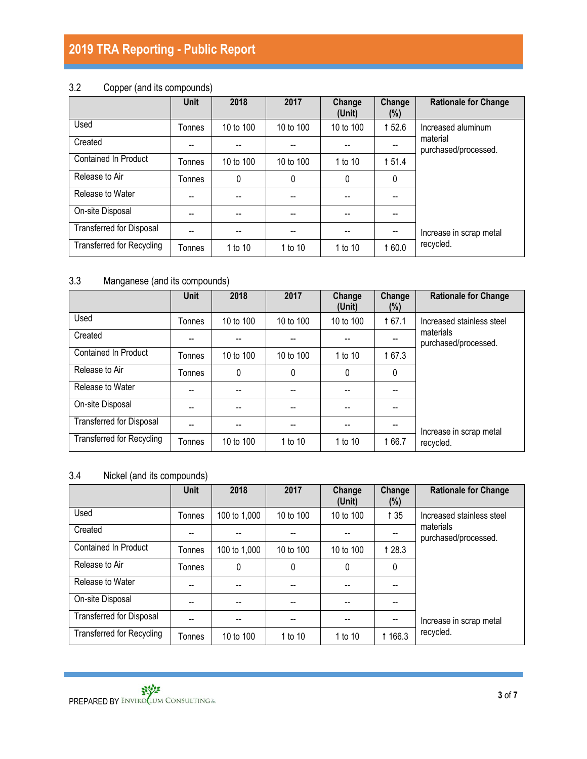### 3.2 Copper (and its compounds)

| | Unit | 2018 | 2017 | Change (Unit) | Change (%) | Rationale for Change |
|---|---|---|---|---|---|---|
| Used | Tonnes | 10 to 100 | 10 to 100 | 10 to 100 | ↑ 52.6 | Increased aluminum material purchased/processed. |
| Created | -- | -- | -- | -- | -- | |
| Contained In Product | Tonnes | 10 to 100 | 10 to 100 | 1 to 10 | ↑ 51.4 | |
| Release to Air | Tonnes | 0 | 0 | 0 | 0 | |
| Release to Water | -- | -- | -- | -- | -- | |
| On-site Disposal | -- | -- | -- | -- | -- | |
| Transferred for Disposal | -- | -- | -- | -- | -- | Increase in scrap metal recycled. |
| Transferred for Recycling | Tonnes | 1 to 10 | 1 to 10 | 1 to 10 | ↑ 60.0 | |

### 3.3 Manganese (and its compounds)

| | Unit | 2018 | 2017 | Change (Unit) | Change (%) | Rationale for Change |
|---|---|---|---|---|---|---|
| Used | Tonnes | 10 to 100 | 10 to 100 | 10 to 100 | ↑ 67.1 | Increased stainless steel materials purchased/processed. |
| Created | -- | -- | -- | -- | -- | |
| Contained In Product | Tonnes | 10 to 100 | 10 to 100 | 1 to 10 | ↑ 67.3 | |
| Release to Air | Tonnes | 0 | 0 | 0 | 0 | |
| Release to Water | -- | -- | -- | -- | -- | |
| On-site Disposal | -- | -- | -- | -- | -- | |
| Transferred for Disposal | -- | -- | -- | -- | -- | Increase in scrap metal recycled. |
| Transferred for Recycling | Tonnes | 10 to 100 | 1 to 10 | 1 to 10 | ↑ 66.7 | |

### 3.4 Nickel (and its compounds)

| | Unit | 2018 | 2017 | Change (Unit) | Change (%) | Rationale for Change |
|---|---|---|---|---|---|---|
| Used | Tonnes | 100 to 1,000 | 10 to 100 | 10 to 100 | ↑ 35 | Increased stainless steel materials purchased/processed. |
| Created | -- | -- | -- | -- | -- | |
| Contained In Product | Tonnes | 100 to 1,000 | 10 to 100 | 10 to 100 | ↑ 28.3 | |
| Release to Air | Tonnes | 0 | 0 | 0 | 0 | |
| Release to Water | -- | -- | -- | -- | -- | |
| On-site Disposal | -- | -- | -- | -- | -- | |
| Transferred for Disposal | -- | -- | -- | -- | -- | Increase in scrap metal recycled. |
| Transferred for Recycling | Tonnes | 10 to 100 | 1 to 10 | 1 to 10 | ↑ 166.3 | |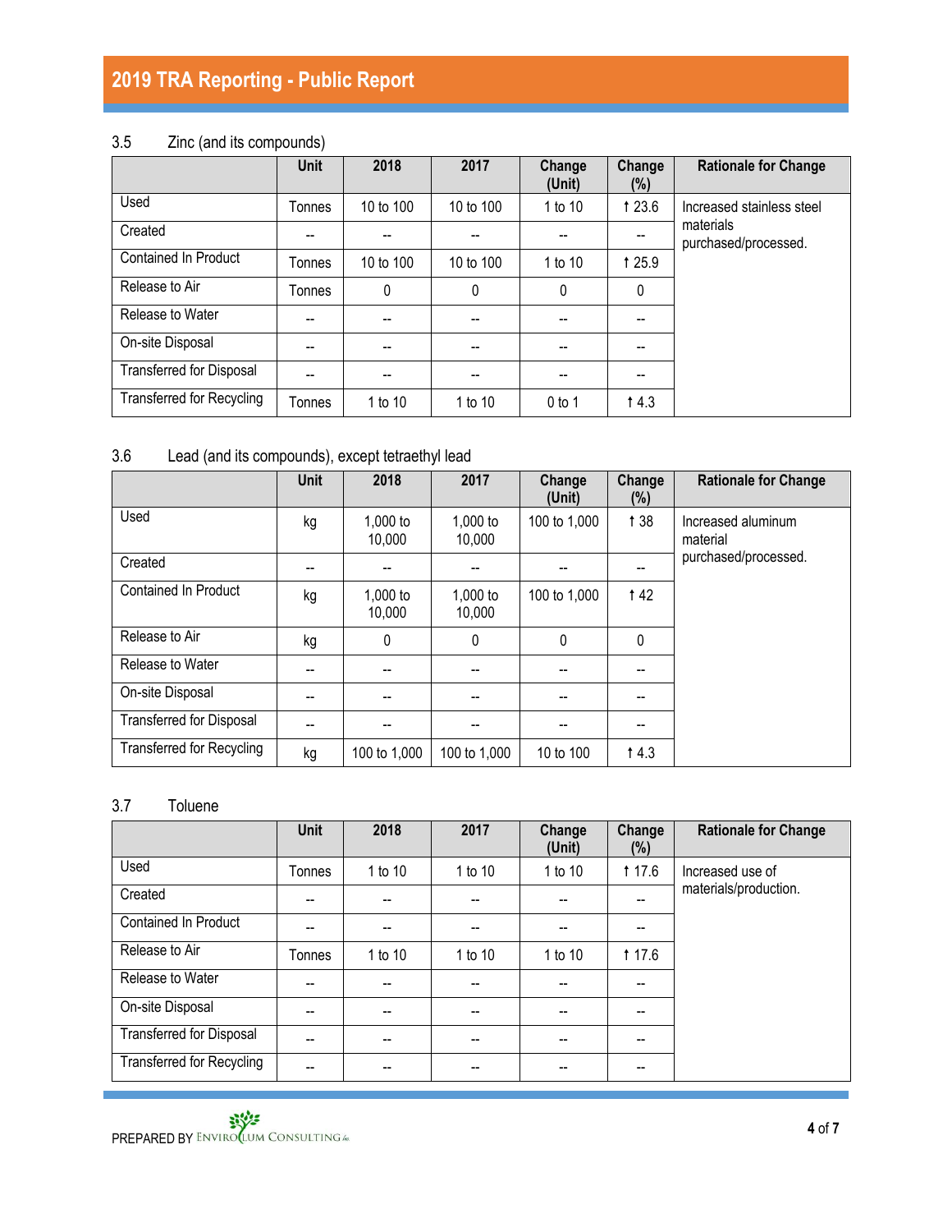### 3.5 Zinc (and its compounds)

| | Unit | 2018 | 2017 | Change (Unit) | Change (%) | Rationale for Change |
|---|---|---|---|---|---|---|
| Used | Tonnes | 10 to 100 | 10 to 100 | 1 to 10 | ↑ 23.6 | Increased stainless steel materials purchased/processed. |
| Created | -- | -- | -- | -- | -- | |
| Contained In Product | Tonnes | 10 to 100 | 10 to 100 | 1 to 10 | ↑ 25.9 | |
| Release to Air | Tonnes | 0 | 0 | 0 | 0 | |
| Release to Water | -- | -- | -- | -- | -- | |
| On-site Disposal | -- | -- | -- | -- | -- | |
| Transferred for Disposal | -- | -- | -- | -- | -- | |
| Transferred for Recycling | Tonnes | 1 to 10 | 1 to 10 | 0 to 1 | ↑ 4.3 | |

### 3.6 Lead (and its compounds), except tetraethyl lead

| | Unit | 2018 | 2017 | Change (Unit) | Change (%) | Rationale for Change |
|---|---|---|---|---|---|---|
| Used | kg | 1,000 to 10,000 | 1,000 to 10,000 | 100 to 1,000 | ↑ 38 | Increased aluminum material purchased/processed. |
| Created | -- | -- | -- | -- | -- | |
| Contained In Product | kg | 1,000 to 10,000 | 1,000 to 10,000 | 100 to 1,000 | ↑ 42 | |
| Release to Air | kg | 0 | 0 | 0 | 0 | |
| Release to Water | -- | -- | -- | -- | -- | |
| On-site Disposal | -- | -- | -- | -- | -- | |
| Transferred for Disposal | -- | -- | -- | -- | -- | |
| Transferred for Recycling | kg | 100 to 1,000 | 100 to 1,000 | 10 to 100 | ↑ 4.3 | |

### 3.7 Toluene

| | Unit | 2018 | 2017 | Change (Unit) | Change (%) | Rationale for Change |
|---|---|---|---|---|---|---|
| Used | Tonnes | 1 to 10 | 1 to 10 | 1 to 10 | ↑ 17.6 | Increased use of materials/production. |
| Created | -- | -- | -- | -- | -- | |
| Contained In Product | -- | -- | -- | -- | -- | |
| Release to Air | Tonnes | 1 to 10 | 1 to 10 | 1 to 10 | ↑ 17.6 | |
| Release to Water | -- | -- | -- | -- | -- | |
| On-site Disposal | -- | -- | -- | -- | -- | |
| Transferred for Disposal | -- | -- | -- | -- | -- | |
| Transferred for Recycling | -- | -- | -- | -- | -- | |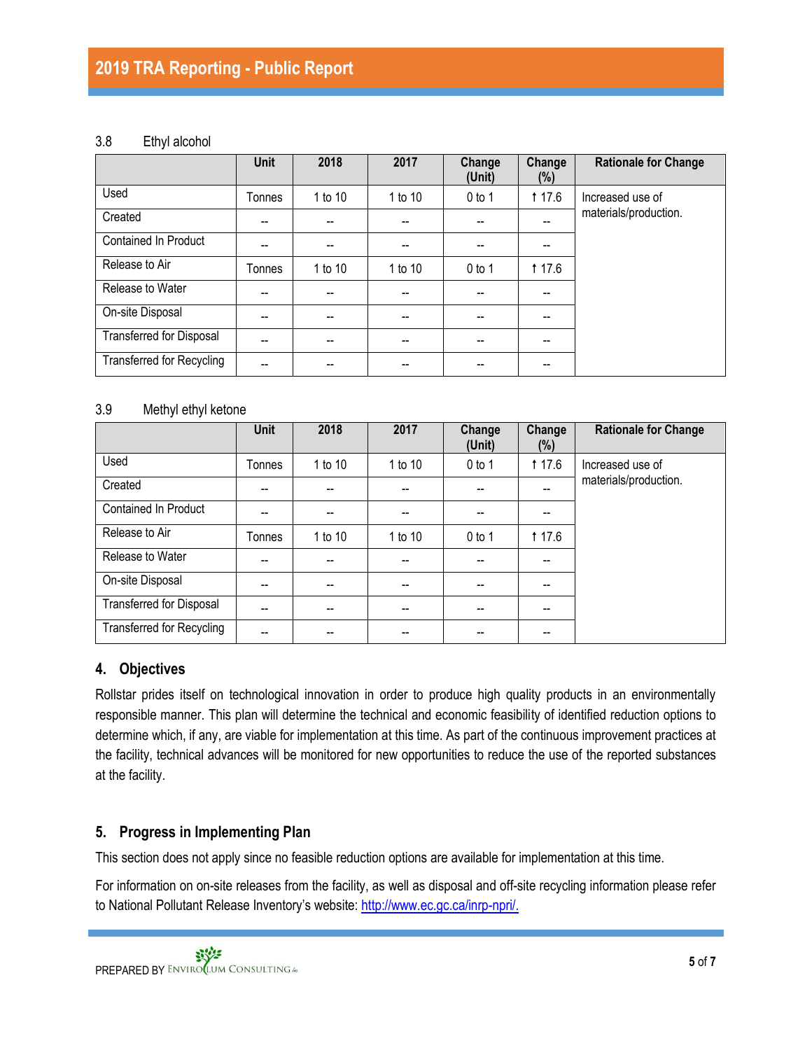### 3.8 Ethyl alcohol

| | Unit | 2018 | 2017 | Change (Unit) | Change (%) | Rationale for Change |
|---|---|---|---|---|---|---|
| Used | Tonnes | 1 to 10 | 1 to 10 | 0 to 1 | ↑ 17.6 | Increased use of materials/production. |
| Created | -- | -- | -- | -- | -- | |
| Contained In Product | -- | -- | -- | -- | -- | |
| Release to Air | Tonnes | 1 to 10 | 1 to 10 | 0 to 1 | ↑ 17.6 | |
| Release to Water | -- | -- | -- | -- | -- | |
| On-site Disposal | -- | -- | -- | -- | -- | |
| Transferred for Disposal | -- | -- | -- | -- | -- | |
| Transferred for Recycling | -- | -- | -- | -- | -- | |

### 3.9 Methyl ethyl ketone

| | Unit | 2018 | 2017 | Change (Unit) | Change (%) | Rationale for Change |
|---|---|---|---|---|---|---|
| Used | Tonnes | 1 to 10 | 1 to 10 | 0 to 1 | ↑ 17.6 | Increased use of materials/production. |
| Created | -- | -- | -- | -- | -- | |
| Contained In Product | -- | -- | -- | -- | -- | |
| Release to Air | Tonnes | 1 to 10 | 1 to 10 | 0 to 1 | ↑ 17.6 | |
| Release to Water | -- | -- | -- | -- | -- | |
| On-site Disposal | -- | -- | -- | -- | -- | |
| Transferred for Disposal | -- | -- | -- | -- | -- | |
| Transferred for Recycling | -- | -- | -- | -- | -- | |

## 4. Objectives

Rollstar prides itself on technological innovation in order to produce high quality products in an environmentally responsible manner. This plan will determine the technical and economic feasibility of identified reduction options to determine which, if any, are viable for implementation at this time. As part of the continuous improvement practices at the facility, technical advances will be monitored for new opportunities to reduce the use of the reported substances at the facility.

## 5. Progress in Implementing Plan

This section does not apply since no feasible reduction options are available for implementation at this time.

For information on on-site releases from the facility, as well as disposal and off-site recycling information please refer to National Pollutant Release Inventory's website: http://www.ec.gc.ca/inrp-npri/.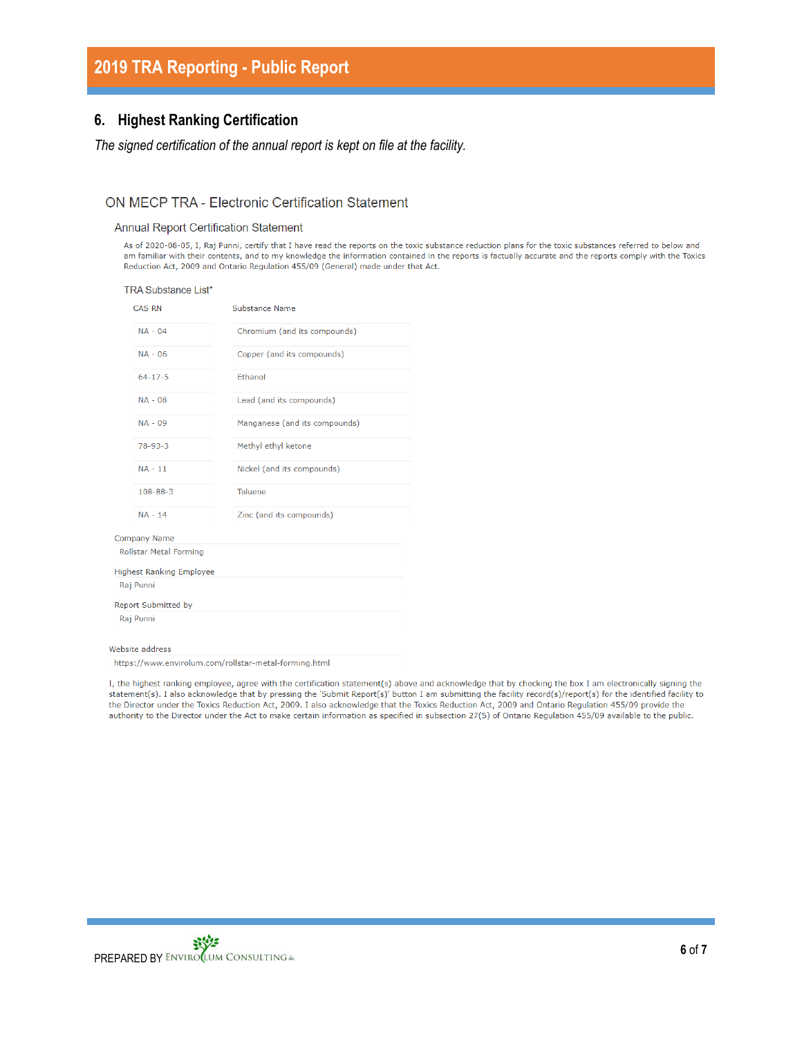## 6. Highest Ranking Certification

*The signed certification of the annual report is kept on file at the facility.*

### ON MECP TRA - Electronic Certification Statement

#### Annual Report Certification Statement

As of 2020-08-05, I, Raj Punni, certify that I have read the reports on the toxic substance reduction plans for the toxic substances referred to below and am familiar with their contents, and to my knowledge the information contained in the reports is factually accurate and the reports comply with the Toxics Reduction Act, 2009 and Ontario Regulation 455/09 (General) made under that Act.

TRA Substance List*

| CAS RN | Substance Name |
|---|---|
| NA - 04 | Chromium (and its compounds) |
| NA - 06 | Copper (and its compounds) |
| 64-17-5 | Ethanol |
| NA - 08 | Lead (and its compounds) |
| NA - 09 | Manganese (and its compounds) |
| 78-93-3 | Methyl ethyl ketone |
| NA - 11 | Nickel (and its compounds) |
| 108-88-3 | Toluene |
| NA - 14 | Zinc (and its compounds) |

Company Name
Rollstar Metal Forming

Highest Ranking Employee
Raj Punni

Report Submitted by
Raj Punni

Website address
https://www.envirolum.com/rollstar-metal-forming.html

I, the highest ranking employee, agree with the certification statement(s) above and acknowledge that by checking the box I am electronically signing the statement(s). I also acknowledge that by pressing the 'Submit Report(s)' button I am submitting the facility record(s)/report(s) for the identified facility to the Director under the Toxics Reduction Act, 2009. I also acknowledge that the Toxics Reduction Act, 2009 and Ontario Regulation 455/09 provide the authority to the Director under the Act to make certain information as specified in subsection 27(5) of Ontario Regulation 455/09 available to the public.

PREPARED BY ENVIROLUM CONSULTING Inc.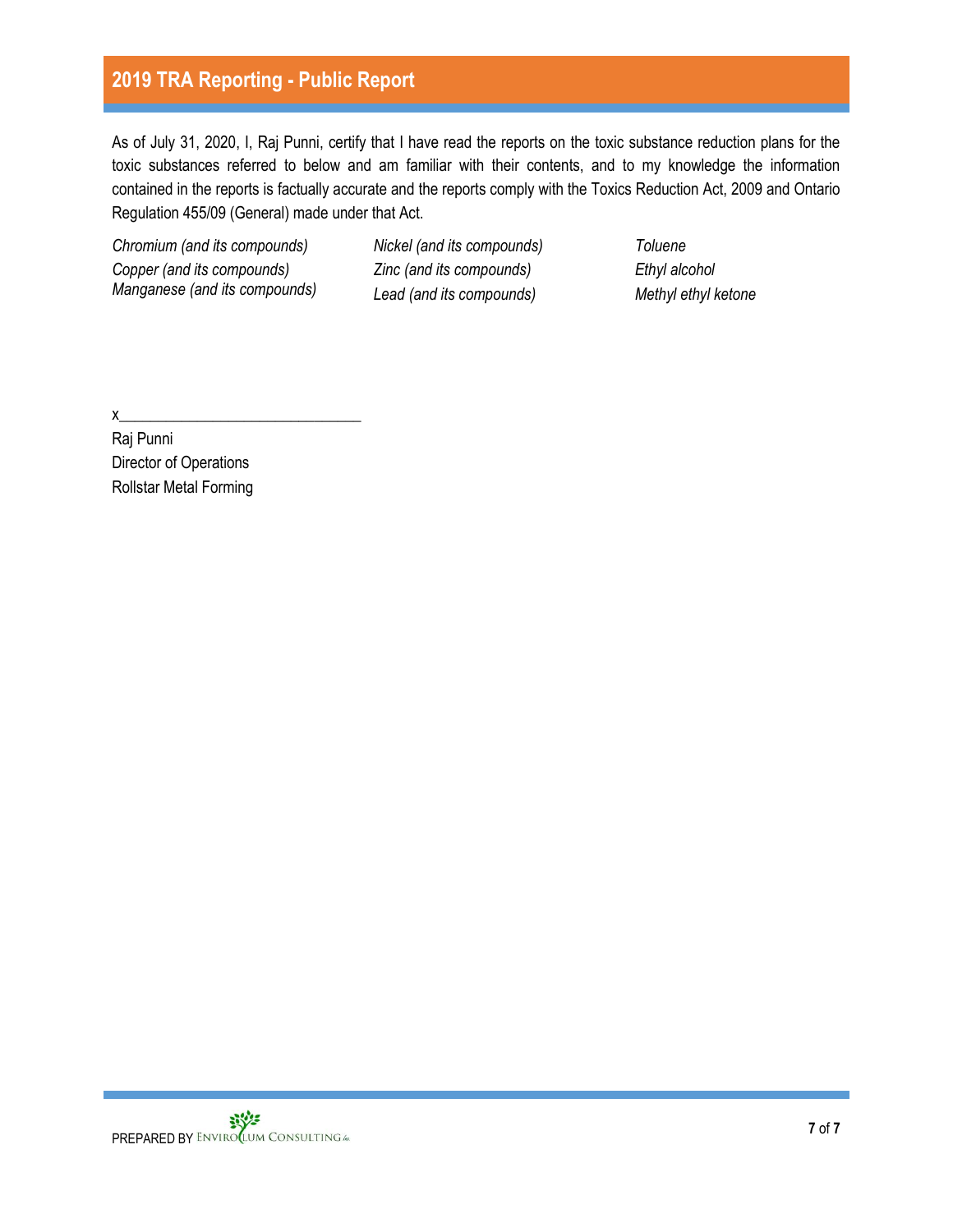## 2019 TRA Reporting - Public Report

As of July 31, 2020, I, Raj Punni, certify that I have read the reports on the toxic substance reduction plans for the toxic substances referred to below and am familiar with their contents, and to my knowledge the information contained in the reports is factually accurate and the reports comply with the Toxics Reduction Act, 2009 and Ontario Regulation 455/09 (General) made under that Act.

*Chromium (and its compounds)*
*Copper (and its compounds)*
*Manganese (and its compounds)*
*Nickel (and its compounds)*
*Zinc (and its compounds)*
*Lead (and its compounds)*
*Toluene*
*Ethyl alcohol*
*Methyl ethyl ketone*

x_______________________________

Raj Punni
Director of Operations
Rollstar Metal Forming

PREPARED BY ENVIROCLUM CONSULTING Inc.